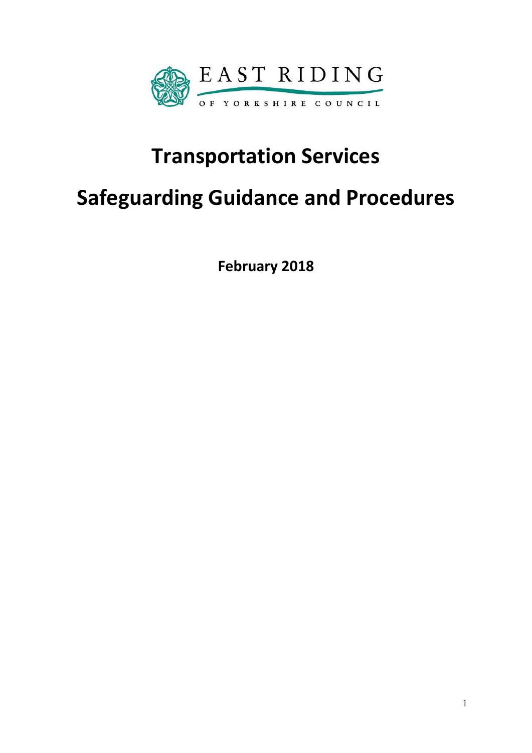EAST RIDING

OF YORKSHIRE COUNCIL

# Transportation Services

# Safeguarding Guidance and Procedures

**February 2018**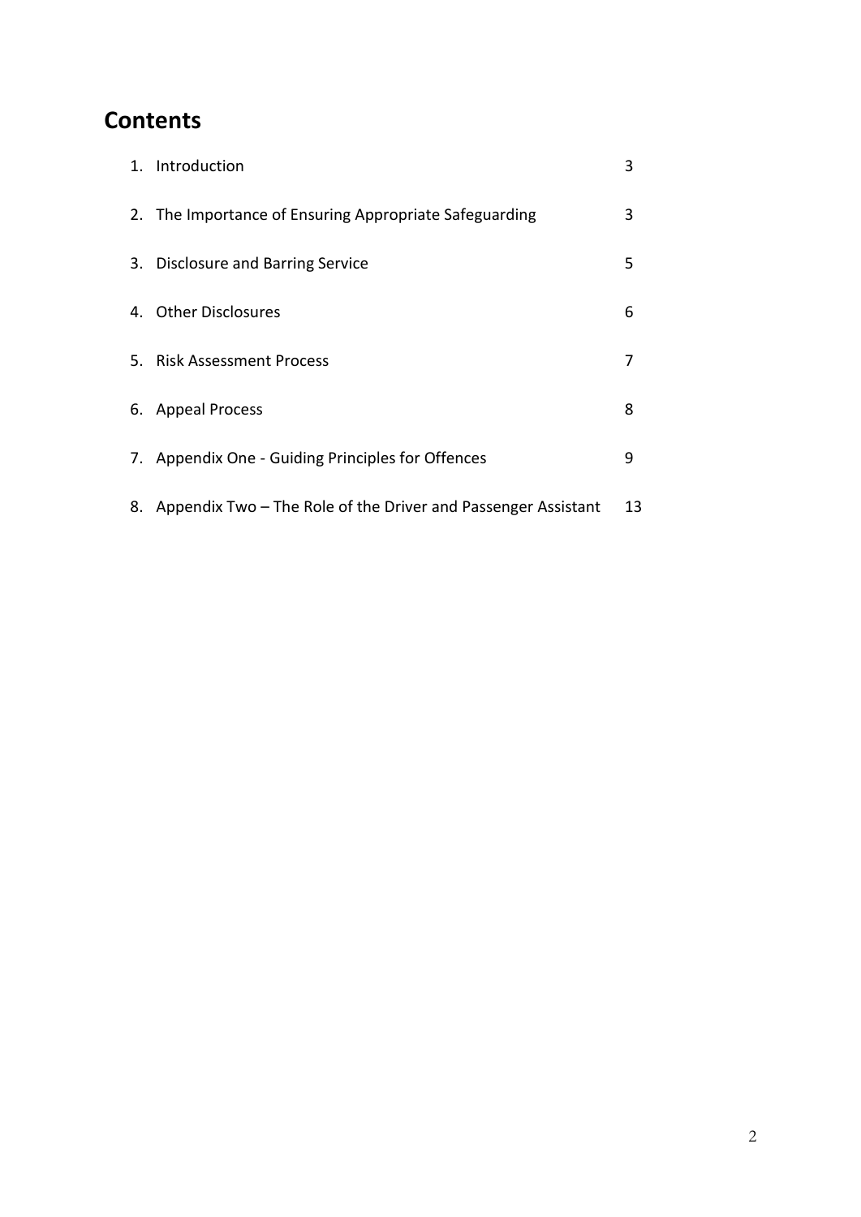## Contents

| | | |
|---|---|---|
| 1. | Introduction | 3 |
| 2. | The Importance of Ensuring Appropriate Safeguarding | 3 |
| 3. | Disclosure and Barring Service | 5 |
| 4. | Other Disclosures | 6 |
| 5. | Risk Assessment Process | 7 |
| 6. | Appeal Process | 8 |
| 7. | Appendix One - Guiding Principles for Offences | 9 |
| 8. | Appendix Two – The Role of the Driver and Passenger Assistant | 13 |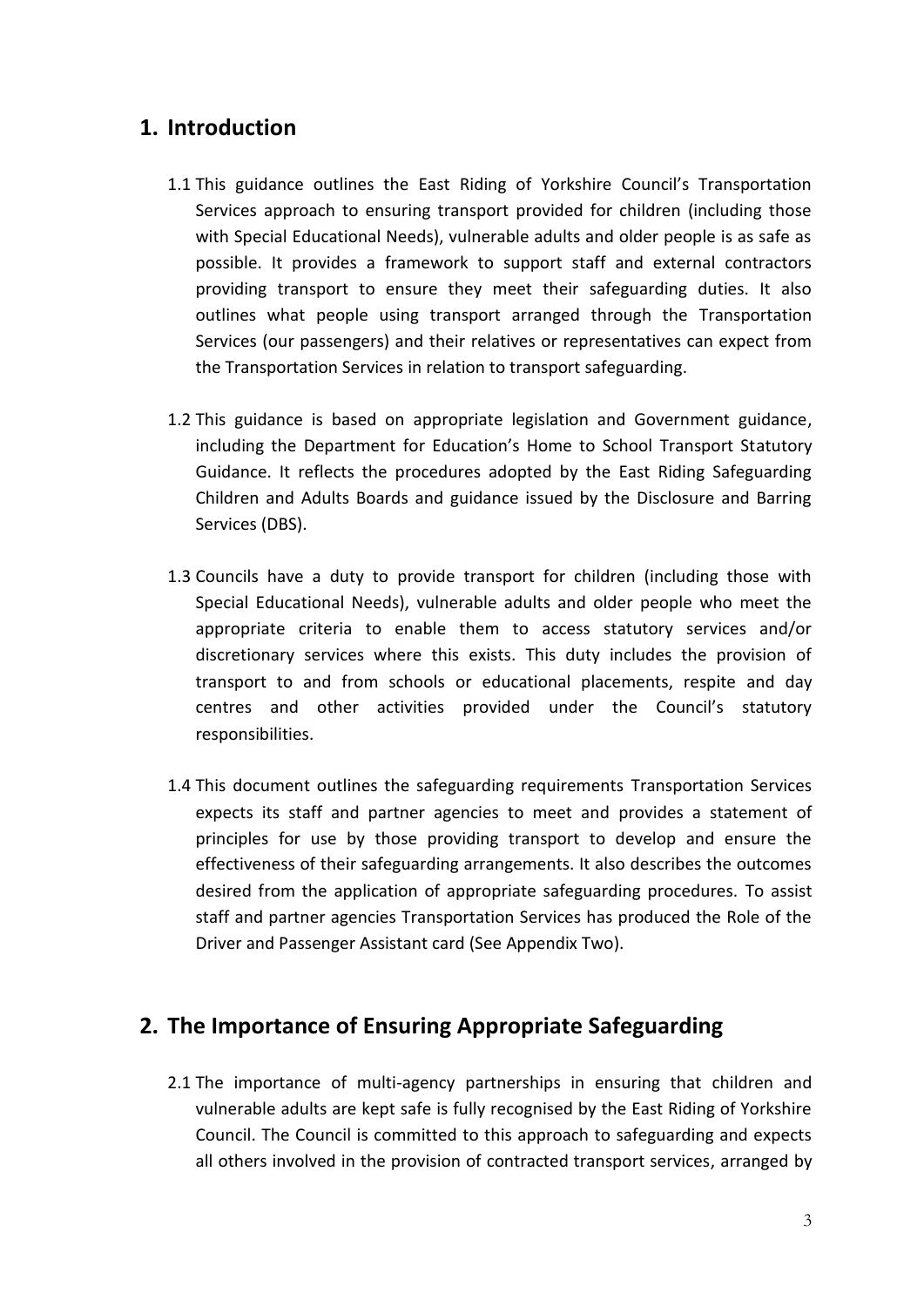## 1. Introduction

1.1 This guidance outlines the East Riding of Yorkshire Council's Transportation Services approach to ensuring transport provided for children (including those with Special Educational Needs), vulnerable adults and older people is as safe as possible. It provides a framework to support staff and external contractors providing transport to ensure they meet their safeguarding duties. It also outlines what people using transport arranged through the Transportation Services (our passengers) and their relatives or representatives can expect from the Transportation Services in relation to transport safeguarding.

1.2 This guidance is based on appropriate legislation and Government guidance, including the Department for Education's Home to School Transport Statutory Guidance. It reflects the procedures adopted by the East Riding Safeguarding Children and Adults Boards and guidance issued by the Disclosure and Barring Services (DBS).

1.3 Councils have a duty to provide transport for children (including those with Special Educational Needs), vulnerable adults and older people who meet the appropriate criteria to enable them to access statutory services and/or discretionary services where this exists. This duty includes the provision of transport to and from schools or educational placements, respite and day centres and other activities provided under the Council's statutory responsibilities.

1.4 This document outlines the safeguarding requirements Transportation Services expects its staff and partner agencies to meet and provides a statement of principles for use by those providing transport to develop and ensure the effectiveness of their safeguarding arrangements. It also describes the outcomes desired from the application of appropriate safeguarding procedures. To assist staff and partner agencies Transportation Services has produced the Role of the Driver and Passenger Assistant card (See Appendix Two).

## 2. The Importance of Ensuring Appropriate Safeguarding

2.1 The importance of multi-agency partnerships in ensuring that children and vulnerable adults are kept safe is fully recognised by the East Riding of Yorkshire Council. The Council is committed to this approach to safeguarding and expects all others involved in the provision of contracted transport services, arranged by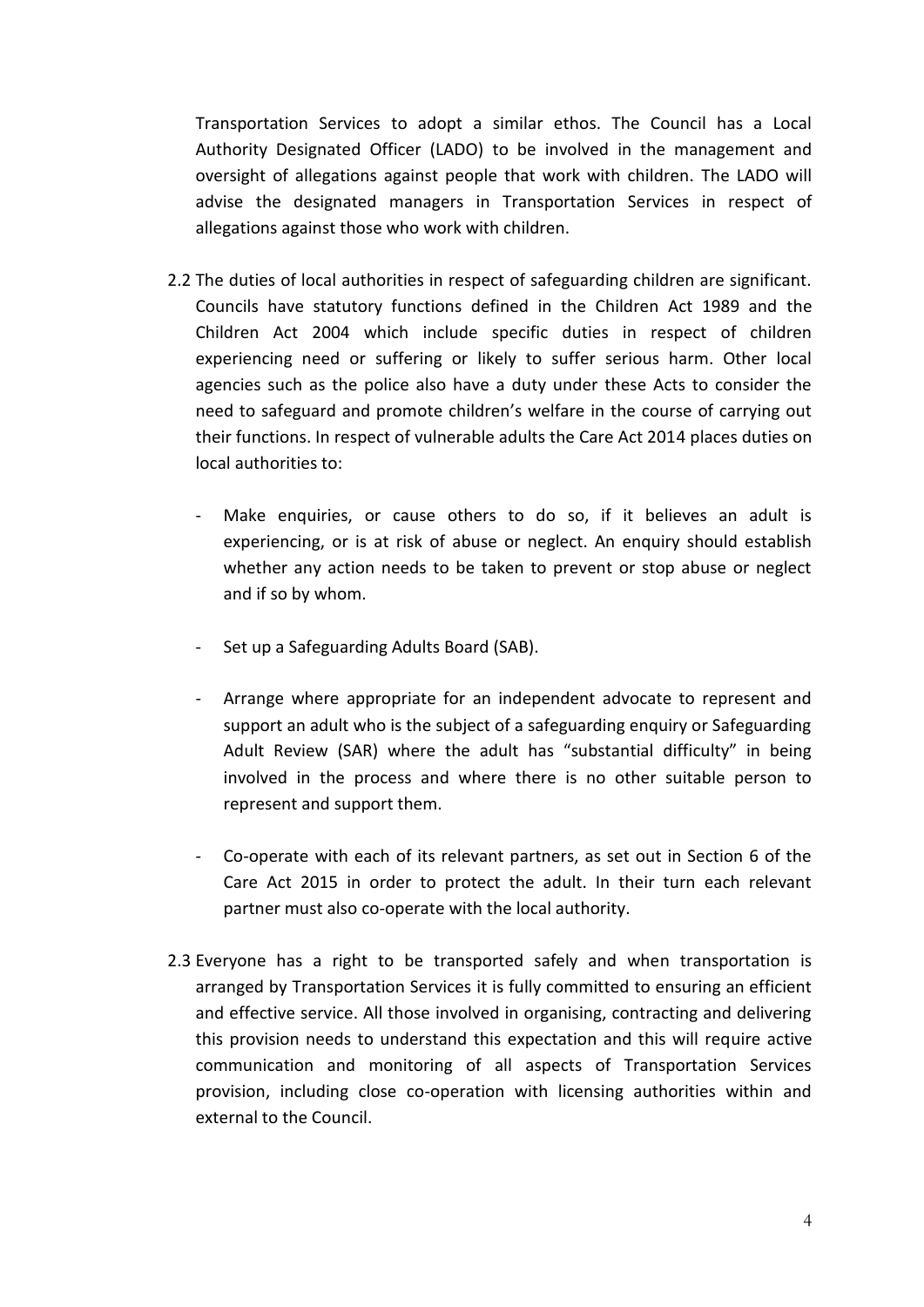Transportation Services to adopt a similar ethos. The Council has a Local Authority Designated Officer (LADO) to be involved in the management and oversight of allegations against people that work with children. The LADO will advise the designated managers in Transportation Services in respect of allegations against those who work with children.

2.2 The duties of local authorities in respect of safeguarding children are significant. Councils have statutory functions defined in the Children Act 1989 and the Children Act 2004 which include specific duties in respect of children experiencing need or suffering or likely to suffer serious harm. Other local agencies such as the police also have a duty under these Acts to consider the need to safeguard and promote children's welfare in the course of carrying out their functions. In respect of vulnerable adults the Care Act 2014 places duties on local authorities to:

- Make enquiries, or cause others to do so, if it believes an adult is experiencing, or is at risk of abuse or neglect. An enquiry should establish whether any action needs to be taken to prevent or stop abuse or neglect and if so by whom.

- Set up a Safeguarding Adults Board (SAB).

- Arrange where appropriate for an independent advocate to represent and support an adult who is the subject of a safeguarding enquiry or Safeguarding Adult Review (SAR) where the adult has "substantial difficulty" in being involved in the process and where there is no other suitable person to represent and support them.

- Co-operate with each of its relevant partners, as set out in Section 6 of the Care Act 2015 in order to protect the adult. In their turn each relevant partner must also co-operate with the local authority.

2.3 Everyone has a right to be transported safely and when transportation is arranged by Transportation Services it is fully committed to ensuring an efficient and effective service. All those involved in organising, contracting and delivering this provision needs to understand this expectation and this will require active communication and monitoring of all aspects of Transportation Services provision, including close co-operation with licensing authorities within and external to the Council.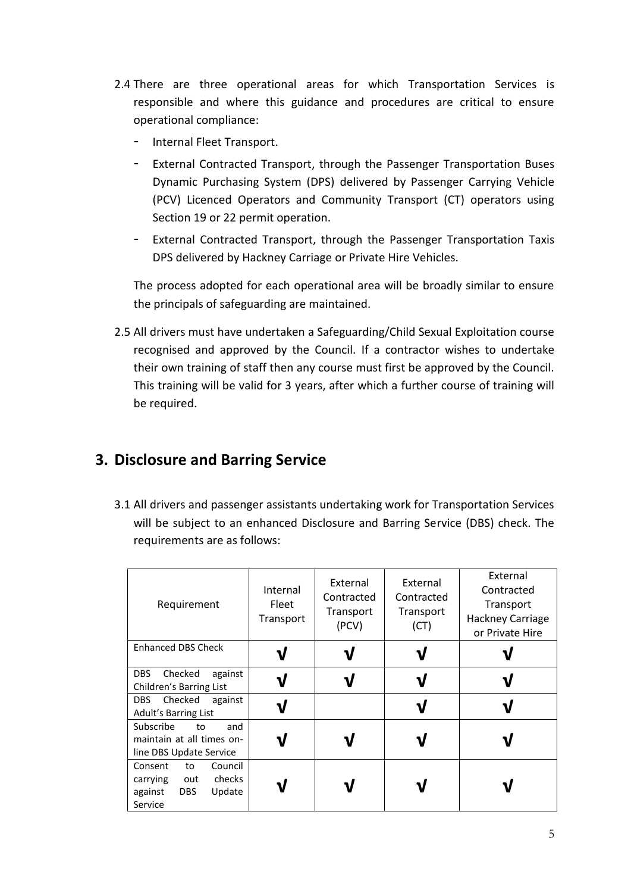2.4 There are three operational areas for which Transportation Services is responsible and where this guidance and procedures are critical to ensure operational compliance:

- Internal Fleet Transport.
- External Contracted Transport, through the Passenger Transportation Buses Dynamic Purchasing System (DPS) delivered by Passenger Carrying Vehicle (PCV) Licenced Operators and Community Transport (CT) operators using Section 19 or 22 permit operation.
- External Contracted Transport, through the Passenger Transportation Taxis DPS delivered by Hackney Carriage or Private Hire Vehicles.

The process adopted for each operational area will be broadly similar to ensure the principals of safeguarding are maintained.

2.5 All drivers must have undertaken a Safeguarding/Child Sexual Exploitation course recognised and approved by the Council. If a contractor wishes to undertake their own training of staff then any course must first be approved by the Council. This training will be valid for 3 years, after which a further course of training will be required.

## 3. Disclosure and Barring Service

3.1 All drivers and passenger assistants undertaking work for Transportation Services will be subject to an enhanced Disclosure and Barring Service (DBS) check. The requirements are as follows:

| Requirement | Internal Fleet Transport | External Contracted Transport (PCV) | External Contracted Transport (CT) | External Contracted Transport Hackney Carriage or Private Hire |
|---|---|---|---|---|
| Enhanced DBS Check | √ | √ | √ | √ |
| DBS Checked against Children's Barring List | √ | √ | √ | √ |
| DBS Checked against Adult's Barring List | √ | | √ | √ |
| Subscribe to and maintain at all times on-line DBS Update Service | √ | √ | √ | √ |
| Consent to Council carrying out checks against DBS Update Service | √ | √ | √ | √ |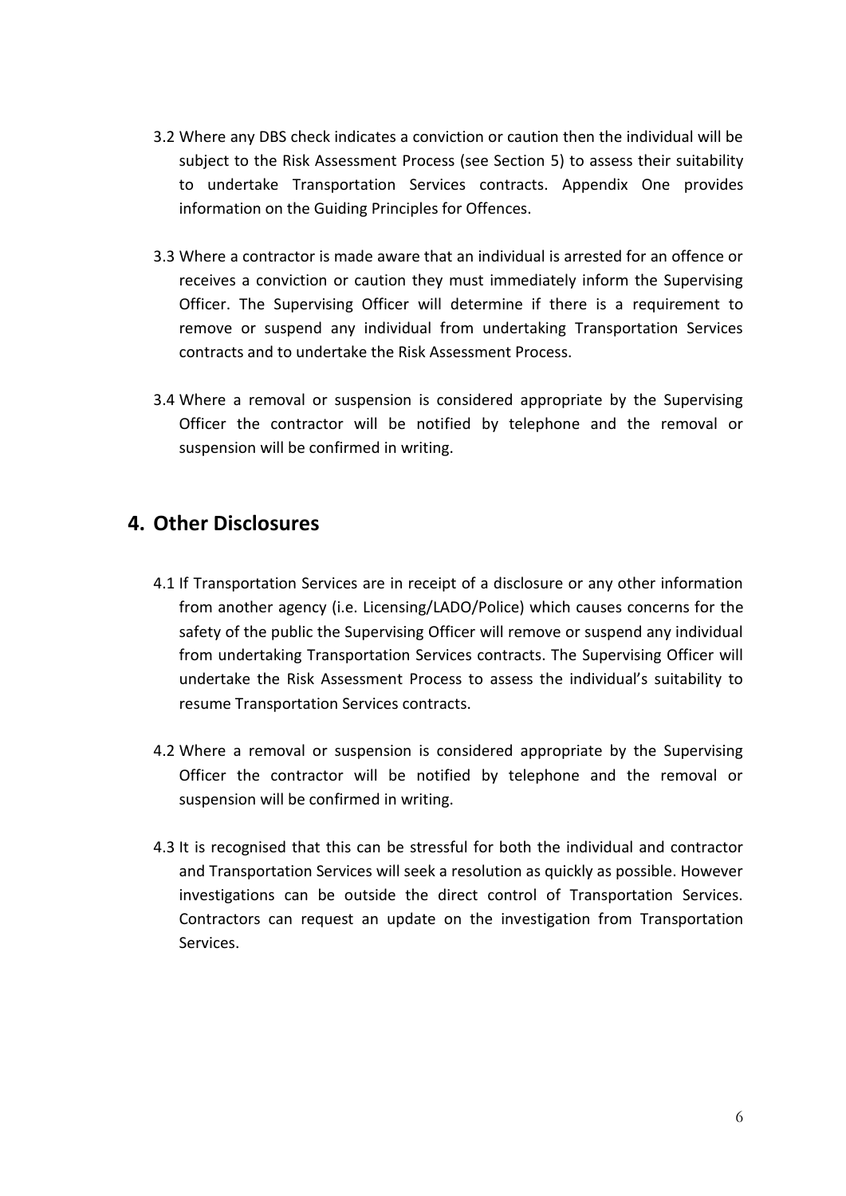3.2 Where any DBS check indicates a conviction or caution then the individual will be subject to the Risk Assessment Process (see Section 5) to assess their suitability to undertake Transportation Services contracts. Appendix One provides information on the Guiding Principles for Offences.

3.3 Where a contractor is made aware that an individual is arrested for an offence or receives a conviction or caution they must immediately inform the Supervising Officer. The Supervising Officer will determine if there is a requirement to remove or suspend any individual from undertaking Transportation Services contracts and to undertake the Risk Assessment Process.

3.4 Where a removal or suspension is considered appropriate by the Supervising Officer the contractor will be notified by telephone and the removal or suspension will be confirmed in writing.

## 4. Other Disclosures

4.1 If Transportation Services are in receipt of a disclosure or any other information from another agency (i.e. Licensing/LADO/Police) which causes concerns for the safety of the public the Supervising Officer will remove or suspend any individual from undertaking Transportation Services contracts. The Supervising Officer will undertake the Risk Assessment Process to assess the individual's suitability to resume Transportation Services contracts.

4.2 Where a removal or suspension is considered appropriate by the Supervising Officer the contractor will be notified by telephone and the removal or suspension will be confirmed in writing.

4.3 It is recognised that this can be stressful for both the individual and contractor and Transportation Services will seek a resolution as quickly as possible. However investigations can be outside the direct control of Transportation Services. Contractors can request an update on the investigation from Transportation Services.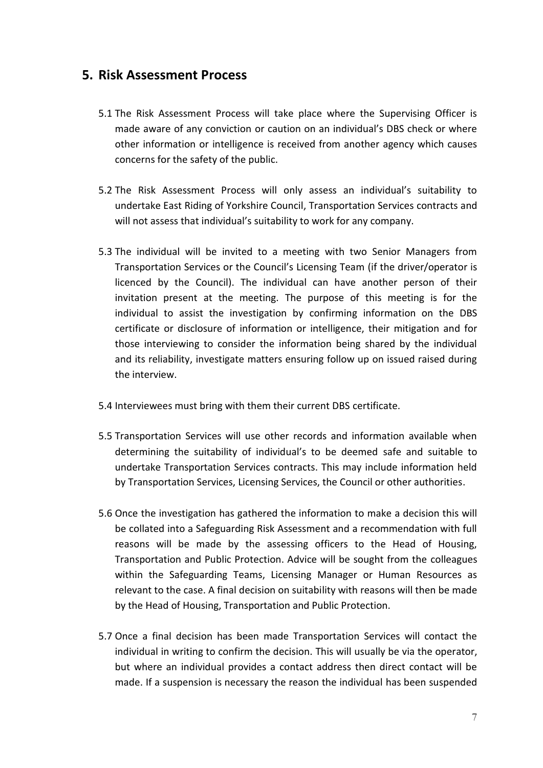## 5. Risk Assessment Process

5.1 The Risk Assessment Process will take place where the Supervising Officer is made aware of any conviction or caution on an individual's DBS check or where other information or intelligence is received from another agency which causes concerns for the safety of the public.

5.2 The Risk Assessment Process will only assess an individual's suitability to undertake East Riding of Yorkshire Council, Transportation Services contracts and will not assess that individual's suitability to work for any company.

5.3 The individual will be invited to a meeting with two Senior Managers from Transportation Services or the Council's Licensing Team (if the driver/operator is licenced by the Council). The individual can have another person of their invitation present at the meeting. The purpose of this meeting is for the individual to assist the investigation by confirming information on the DBS certificate or disclosure of information or intelligence, their mitigation and for those interviewing to consider the information being shared by the individual and its reliability, investigate matters ensuring follow up on issued raised during the interview.

5.4 Interviewees must bring with them their current DBS certificate.

5.5 Transportation Services will use other records and information available when determining the suitability of individual's to be deemed safe and suitable to undertake Transportation Services contracts. This may include information held by Transportation Services, Licensing Services, the Council or other authorities.

5.6 Once the investigation has gathered the information to make a decision this will be collated into a Safeguarding Risk Assessment and a recommendation with full reasons will be made by the assessing officers to the Head of Housing, Transportation and Public Protection. Advice will be sought from the colleagues within the Safeguarding Teams, Licensing Manager or Human Resources as relevant to the case. A final decision on suitability with reasons will then be made by the Head of Housing, Transportation and Public Protection.

5.7 Once a final decision has been made Transportation Services will contact the individual in writing to confirm the decision. This will usually be via the operator, but where an individual provides a contact address then direct contact will be made. If a suspension is necessary the reason the individual has been suspended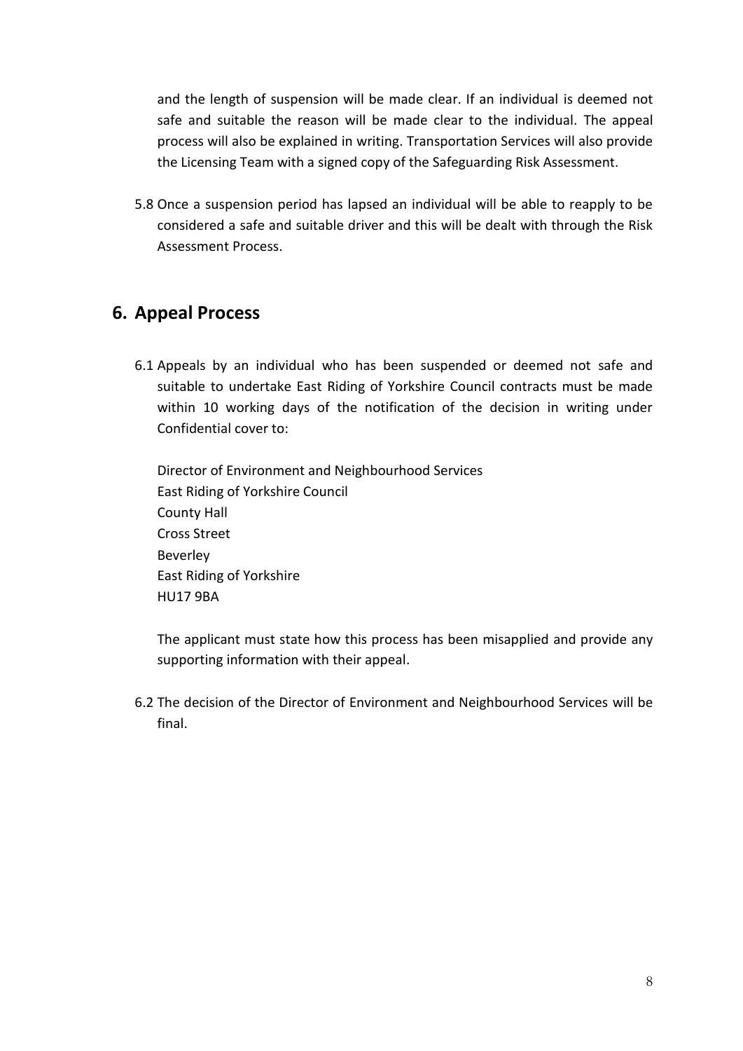and the length of suspension will be made clear. If an individual is deemed not safe and suitable the reason will be made clear to the individual. The appeal process will also be explained in writing. Transportation Services will also provide the Licensing Team with a signed copy of the Safeguarding Risk Assessment.

5.8 Once a suspension period has lapsed an individual will be able to reapply to be considered a safe and suitable driver and this will be dealt with through the Risk Assessment Process.

## 6. Appeal Process

6.1 Appeals by an individual who has been suspended or deemed not safe and suitable to undertake East Riding of Yorkshire Council contracts must be made within 10 working days of the notification of the decision in writing under Confidential cover to:

Director of Environment and Neighbourhood Services
East Riding of Yorkshire Council
County Hall
Cross Street
Beverley
East Riding of Yorkshire
HU17 9BA

The applicant must state how this process has been misapplied and provide any supporting information with their appeal.

6.2 The decision of the Director of Environment and Neighbourhood Services will be final.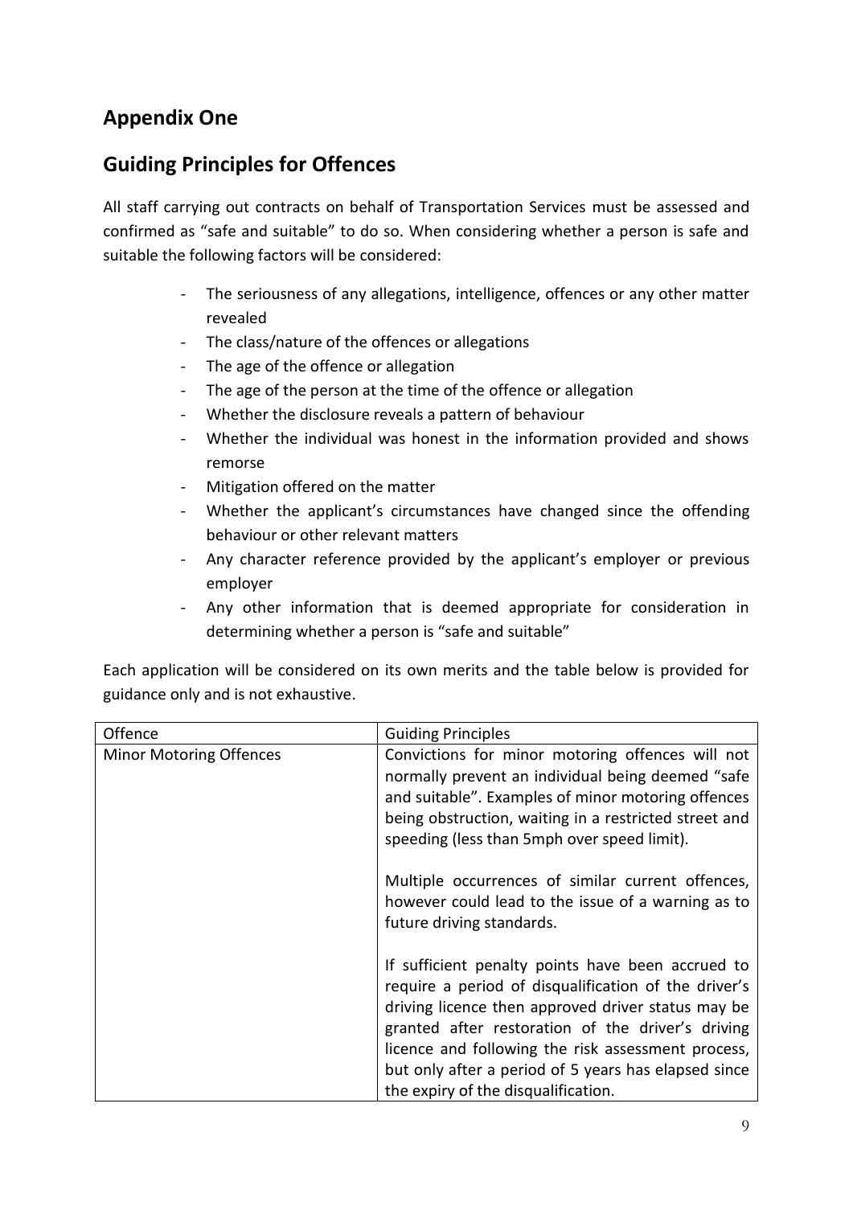## Appendix One

## Guiding Principles for Offences

All staff carrying out contracts on behalf of Transportation Services must be assessed and confirmed as "safe and suitable" to do so. When considering whether a person is safe and suitable the following factors will be considered:

- The seriousness of any allegations, intelligence, offences or any other matter revealed
- The class/nature of the offences or allegations
- The age of the offence or allegation
- The age of the person at the time of the offence or allegation
- Whether the disclosure reveals a pattern of behaviour
- Whether the individual was honest in the information provided and shows remorse
- Mitigation offered on the matter
- Whether the applicant's circumstances have changed since the offending behaviour or other relevant matters
- Any character reference provided by the applicant's employer or previous employer
- Any other information that is deemed appropriate for consideration in determining whether a person is "safe and suitable"

Each application will be considered on its own merits and the table below is provided for guidance only and is not exhaustive.

| Offence | Guiding Principles |
|---|---|
| Minor Motoring Offences | Convictions for minor motoring offences will not normally prevent an individual being deemed "safe and suitable". Examples of minor motoring offences being obstruction, waiting in a restricted street and speeding (less than 5mph over speed limit).<br><br>Multiple occurrences of similar current offences, however could lead to the issue of a warning as to future driving standards.<br><br>If sufficient penalty points have been accrued to require a period of disqualification of the driver's driving licence then approved driver status may be granted after restoration of the driver's driving licence and following the risk assessment process, but only after a period of 5 years has elapsed since the expiry of the disqualification. |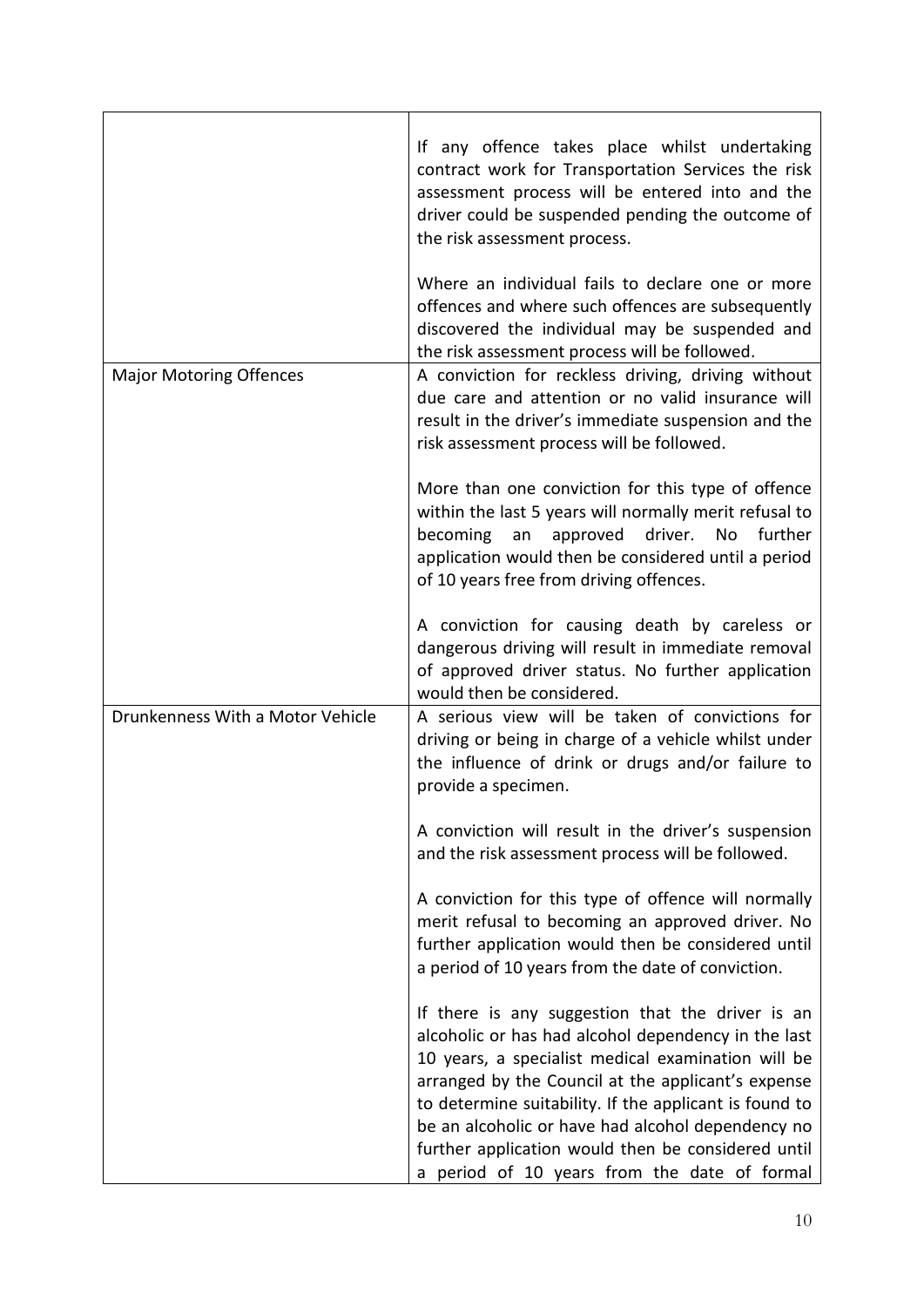| | |
|---|---|
| | If any offence takes place whilst undertaking contract work for Transportation Services the risk assessment process will be entered into and the driver could be suspended pending the outcome of the risk assessment process.<br><br>Where an individual fails to declare one or more offences and where such offences are subsequently discovered the individual may be suspended and the risk assessment process will be followed. |
| Major Motoring Offences | A conviction for reckless driving, driving without due care and attention or no valid insurance will result in the driver's immediate suspension and the risk assessment process will be followed.<br><br>More than one conviction for this type of offence within the last 5 years will normally merit refusal to becoming an approved driver. No further application would then be considered until a period of 10 years free from driving offences.<br><br>A conviction for causing death by careless or dangerous driving will result in immediate removal of approved driver status. No further application would then be considered. |
| Drunkenness With a Motor Vehicle | A serious view will be taken of convictions for driving or being in charge of a vehicle whilst under the influence of drink or drugs and/or failure to provide a specimen.<br><br>A conviction will result in the driver's suspension and the risk assessment process will be followed.<br><br>A conviction for this type of offence will normally merit refusal to becoming an approved driver. No further application would then be considered until a period of 10 years from the date of conviction.<br><br>If there is any suggestion that the driver is an alcoholic or has had alcohol dependency in the last 10 years, a specialist medical examination will be arranged by the Council at the applicant's expense to determine suitability. If the applicant is found to be an alcoholic or have had alcohol dependency no further application would then be considered until a period of 10 years from the date of formal |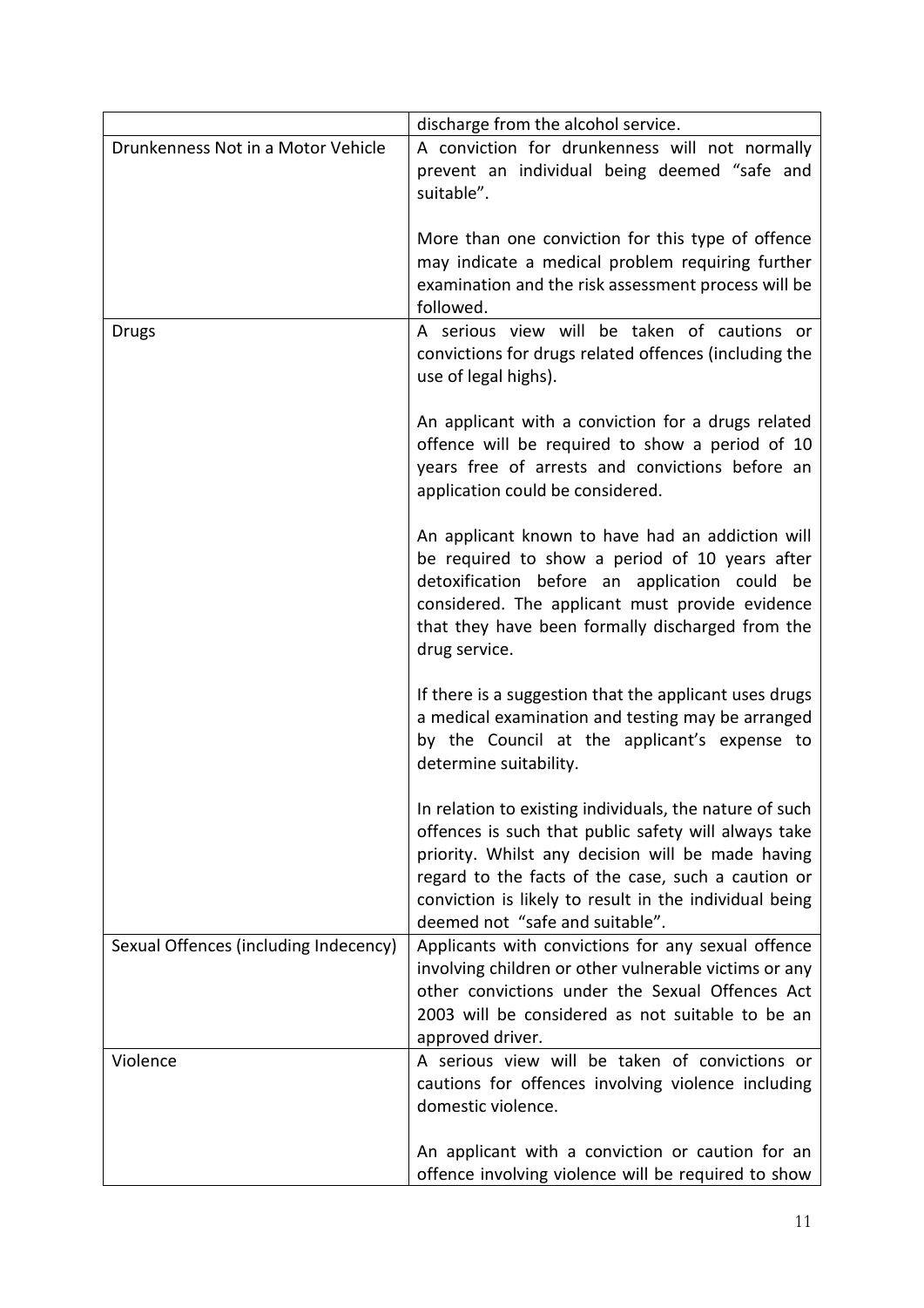| | |
|---|---|
| | discharge from the alcohol service. |
| Drunkenness Not in a Motor Vehicle | A conviction for drunkenness will not normally prevent an individual being deemed "safe and suitable".<br><br>More than one conviction for this type of offence may indicate a medical problem requiring further examination and the risk assessment process will be followed. |
| Drugs | A serious view will be taken of cautions or convictions for drugs related offences (including the use of legal highs).<br><br>An applicant with a conviction for a drugs related offence will be required to show a period of 10 years free of arrests and convictions before an application could be considered.<br><br>An applicant known to have had an addiction will be required to show a period of 10 years after detoxification before an application could be considered. The applicant must provide evidence that they have been formally discharged from the drug service.<br><br>If there is a suggestion that the applicant uses drugs a medical examination and testing may be arranged by the Council at the applicant's expense to determine suitability.<br><br>In relation to existing individuals, the nature of such offences is such that public safety will always take priority. Whilst any decision will be made having regard to the facts of the case, such a caution or conviction is likely to result in the individual being deemed not "safe and suitable". |
| Sexual Offences (including Indecency) | Applicants with convictions for any sexual offence involving children or other vulnerable victims or any other convictions under the Sexual Offences Act 2003 will be considered as not suitable to be an approved driver. |
| Violence | A serious view will be taken of convictions or cautions for offences involving violence including domestic violence.<br><br>An applicant with a conviction or caution for an offence involving violence will be required to show |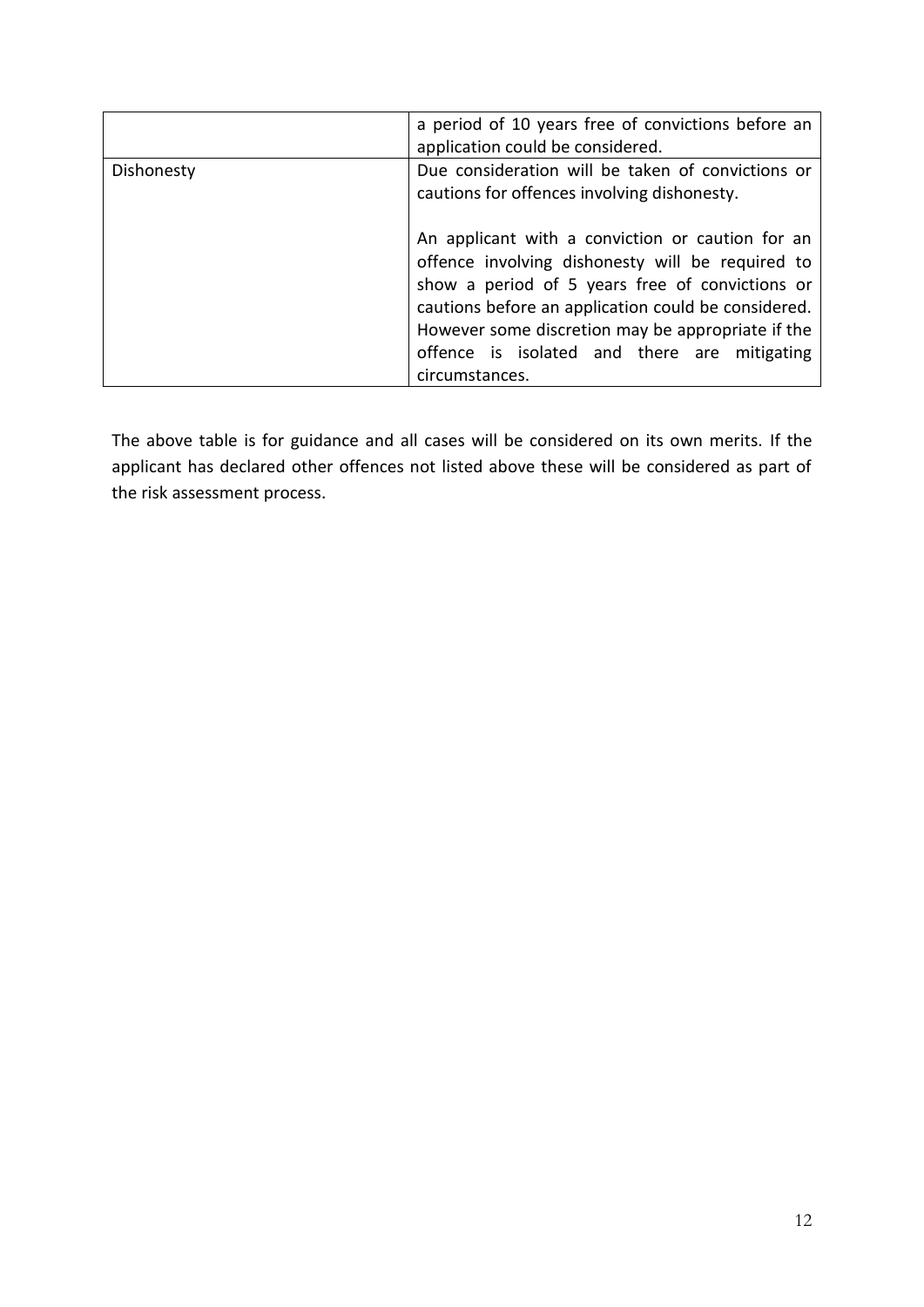| | |
|---|---|
| | a period of 10 years free of convictions before an application could be considered. |
| Dishonesty | Due consideration will be taken of convictions or cautions for offences involving dishonesty.<br><br>An applicant with a conviction or caution for an offence involving dishonesty will be required to show a period of 5 years free of convictions or cautions before an application could be considered. However some discretion may be appropriate if the offence is isolated and there are mitigating circumstances. |

The above table is for guidance and all cases will be considered on its own merits. If the applicant has declared other offences not listed above these will be considered as part of the risk assessment process.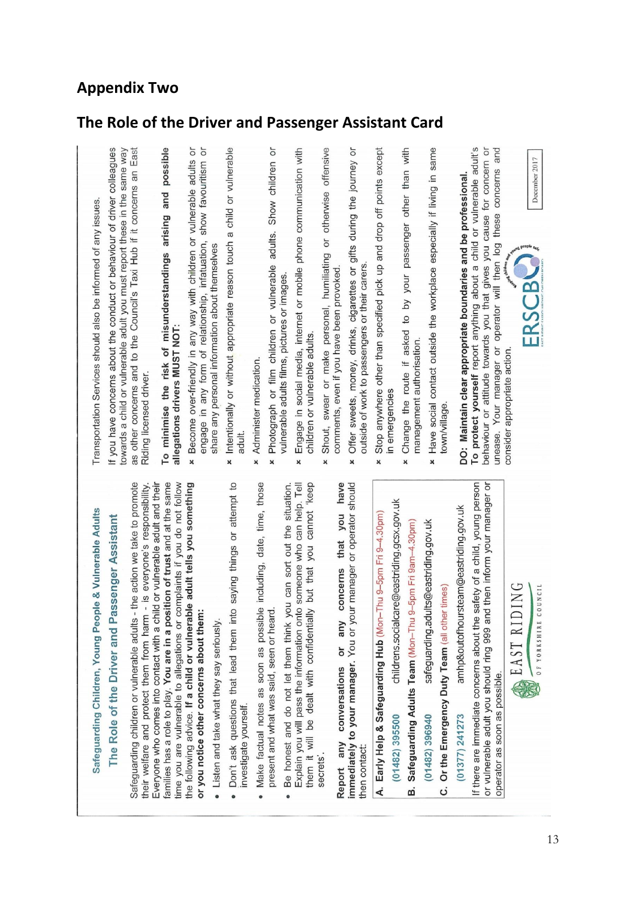## Appendix Two

## The Role of the Driver and Passenger Assistant Card

### Safeguarding Children, Young People & Vulnerable Adults

### The Role of the Driver and Passenger Assistant

Safeguarding children or vulnerable adults - the action we take to promote their welfare and protect them from harm - is everyone's responsibility. Everyone who comes into contact with a child or vulnerable adult and their families has a role to play. **You are in a position of trust** and at the same time you are vulnerable to allegations or complaints if you do not follow the following advice. **If a child or vulnerable adult tells you something or you notice other concerns about them:**

- Listen and take what they say seriously.
- Don't ask questions that lead them into saying things or attempt to investigate yourself.
- Make factual notes as soon as possible including, date, time, those present and what was said, seen or heard.
- Be honest and do not let them think you can sort out the situation. Explain you will pass the information onto someone who can help. Tell them it will be dealt with confidentially but that you cannot 'keep secrets'.

**Report any conversations or any concerns that you have immediately to your manager.** You or your manager or operator should then contact:

**A. Early Help & Safeguarding Hub** (Mon–Thu 9–5pm Fri 9–4.30pm)
(01482) 395500 childrens.socialcare@eastriding.gcsx.gov.uk

**B. Safeguarding Adults Team** (Mon–Thu 9–5pm Fri 9am–4.30pm)
(01482) 396940 safeguarding.adults@eastriding.gov.uk

**C. Or the Emergency Duty Team** (all other times)
(01377) 241273 amhp&outofhourssteam@eastriding.gov.uk

If there are immediate concerns about the safety of a child, young person or vulnerable adult you should ring 999 and then inform your manager or operator as soon as possible.

EAST RIDING OF YORKSHIRE COUNCIL

Transportation Services should also be informed of any issues.

If you have concerns about the conduct or behaviour of driver colleagues towards a child or vulnerable adult you must report these in the same way as other concerns and to the Council's Taxi Hub if it concerns an East Riding licensed driver.

**To minimise the risk of misunderstandings arising and possible allegations drivers MUST NOT:**

- ✘ Become over-friendly in any way with children or vulnerable adults or engage in any form of relationship, infatuation, show favouritism or share any personal information about themselves
- ✘ Intentionally or without appropriate reason touch a child or vulnerable adult.
- ✘ Administer medication.
- ✘ Photograph or film children or vulnerable adults. Show children or vulnerable adults films, pictures or images.
- ✘ Engage in social media, internet or mobile phone communication with children or vulnerable adults.
- ✘ Shout, swear or make personal, humiliating or otherwise offensive comments, even if you have been provoked.
- ✘ Offer sweets, money, drinks, cigarettes or gifts during the journey or outside of work to passengers or their carers.
- ✘ Stop anywhere other than specified pick up and drop off points except in emergencies
- ✘ Change the route if asked to by your passenger other than with management authorisation.
- ✘ Have social contact outside the workplace especially if living in same town/village.

**DO: Maintain clear appropriate boundaries and be professional.**
**To protect yourself** report anything about a child or vulnerable adult's behaviour or attitude towards you that gives you cause for concern or unease. Your manager or operator will then log these concerns and consider appropriate action.

ERSCB – Keeping children and young people safe

December 2017